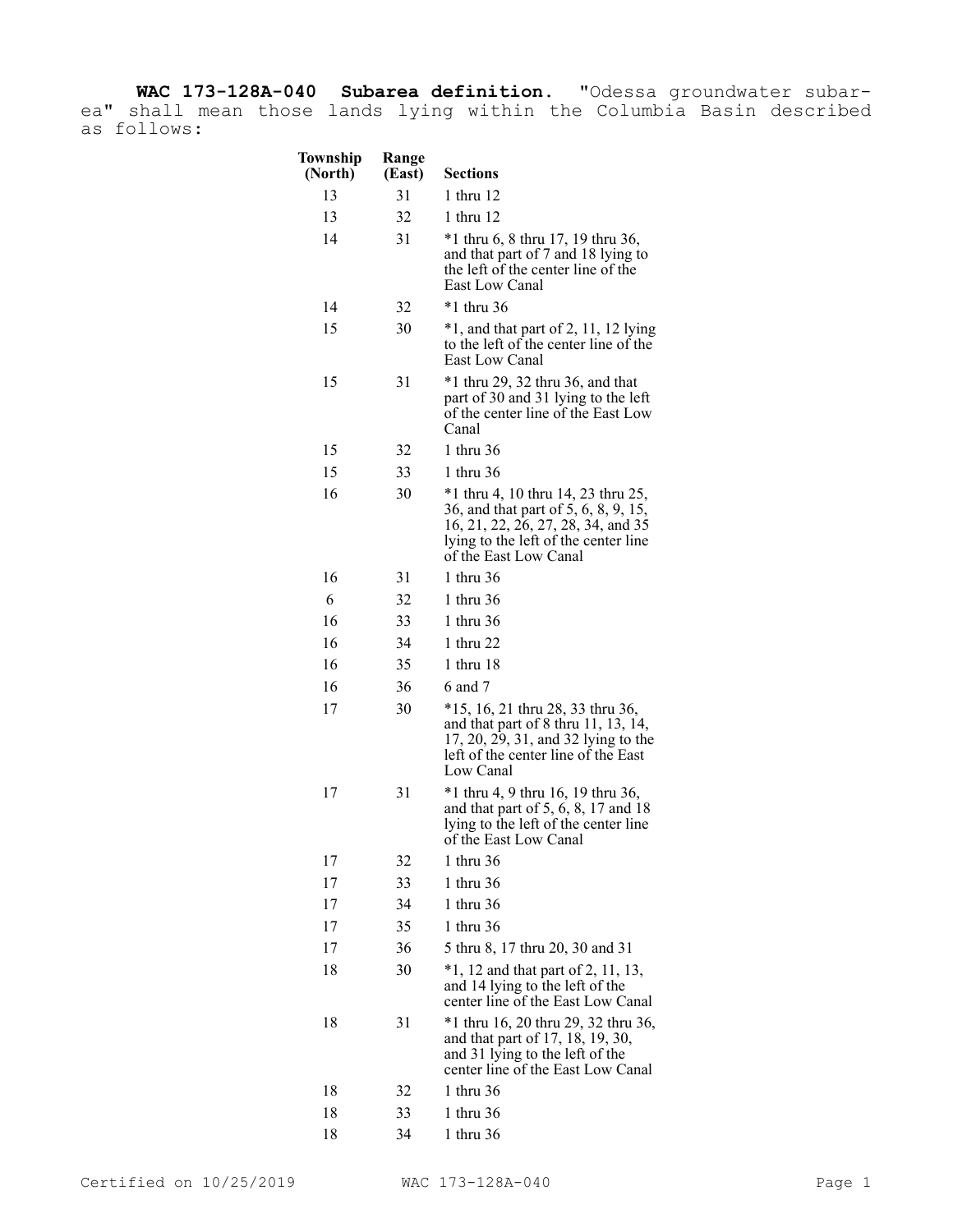**WAC 173-128A-040 Subarea definition.** "Odessa groundwater subarea" shall mean those lands lying within the Columbia Basin described as follows:

| Township (North) | Range (East) | Sections |
| --- | --- | --- |
| 13 | 31 | 1 thru 12 |
| 13 | 32 | 1 thru 12 |
| 14 | 31 | *1 thru 6, 8 thru 17, 19 thru 36, and that part of 7 and 18 lying to the left of the center line of the East Low Canal |
| 14 | 32 | *1 thru 36 |
| 15 | 30 | *1, and that part of 2, 11, 12 lying to the left of the center line of the East Low Canal |
| 15 | 31 | *1 thru 29, 32 thru 36, and that part of 30 and 31 lying to the left of the center line of the East Low Canal |
| 15 | 32 | 1 thru 36 |
| 15 | 33 | 1 thru 36 |
| 16 | 30 | *1 thru 4, 10 thru 14, 23 thru 25, 36, and that part of 5, 6, 8, 9, 15, 16, 21, 22, 26, 27, 28, 34, and 35 lying to the left of the center line of the East Low Canal |
| 16 | 31 | 1 thru 36 |
| 6 | 32 | 1 thru 36 |
| 16 | 33 | 1 thru 36 |
| 16 | 34 | 1 thru 22 |
| 16 | 35 | 1 thru 18 |
| 16 | 36 | 6 and 7 |
| 17 | 30 | *15, 16, 21 thru 28, 33 thru 36, and that part of 8 thru 11, 13, 14, 17, 20, 29, 31, and 32 lying to the left of the center line of the East Low Canal |
| 17 | 31 | *1 thru 4, 9 thru 16, 19 thru 36, and that part of 5, 6, 8, 17 and 18 lying to the left of the center line of the East Low Canal |
| 17 | 32 | 1 thru 36 |
| 17 | 33 | 1 thru 36 |
| 17 | 34 | 1 thru 36 |
| 17 | 35 | 1 thru 36 |
| 17 | 36 | 5 thru 8, 17 thru 20, 30 and 31 |
| 18 | 30 | *1, 12 and that part of 2, 11, 13, and 14 lying to the left of the center line of the East Low Canal |
| 18 | 31 | *1 thru 16, 20 thru 29, 32 thru 36, and that part of 17, 18, 19, 30, and 31 lying to the left of the center line of the East Low Canal |
| 18 | 32 | 1 thru 36 |
| 18 | 33 | 1 thru 36 |
| 18 | 34 | 1 thru 36 |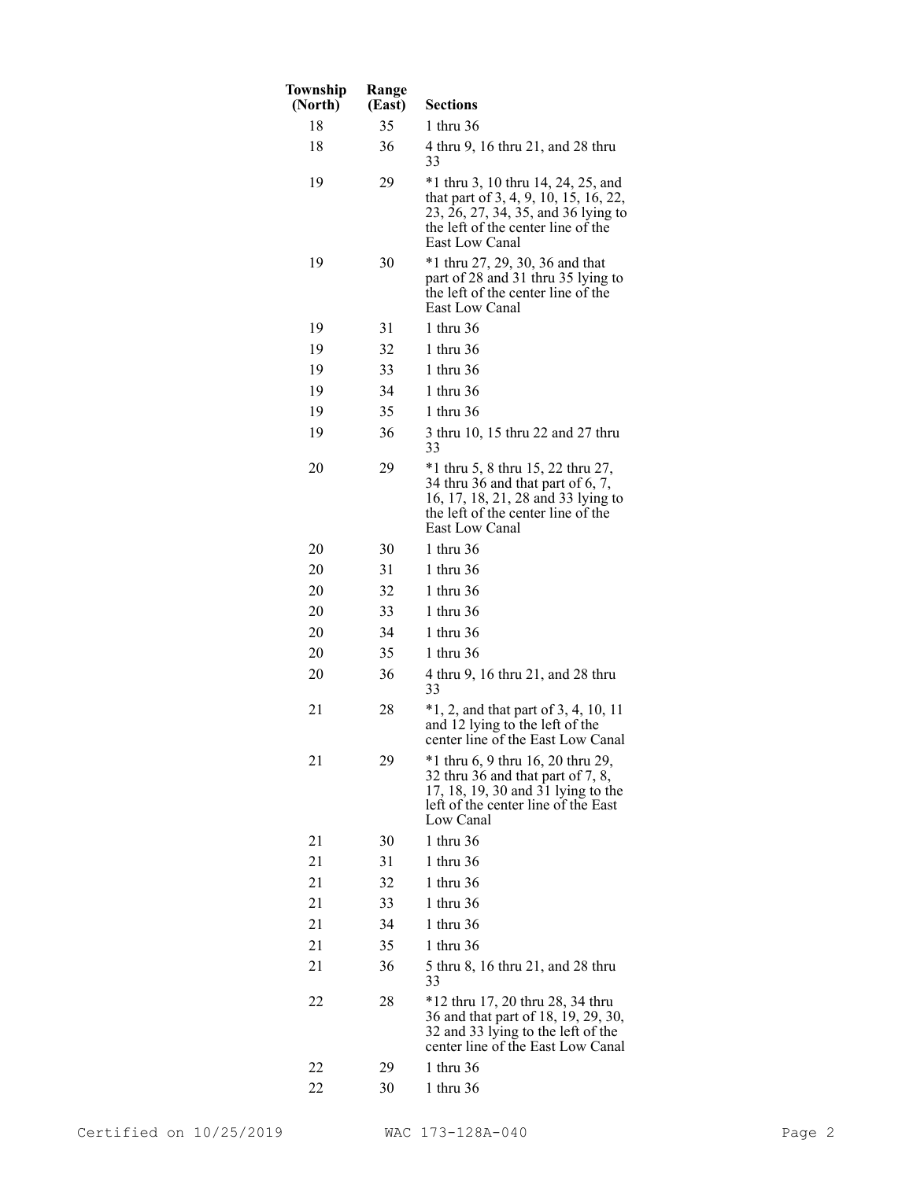| Township (North) | Range (East) | Sections |
|---|---|---|
| 18 | 35 | 1 thru 36 |
| 18 | 36 | 4 thru 9, 16 thru 21, and 28 thru 33 |
| 19 | 29 | *1 thru 3, 10 thru 14, 24, 25, and that part of 3, 4, 9, 10, 15, 16, 22, 23, 26, 27, 34, 35, and 36 lying to the left of the center line of the East Low Canal |
| 19 | 30 | *1 thru 27, 29, 30, 36 and that part of 28 and 31 thru 35 lying to the left of the center line of the East Low Canal |
| 19 | 31 | 1 thru 36 |
| 19 | 32 | 1 thru 36 |
| 19 | 33 | 1 thru 36 |
| 19 | 34 | 1 thru 36 |
| 19 | 35 | 1 thru 36 |
| 19 | 36 | 3 thru 10, 15 thru 22 and 27 thru 33 |
| 20 | 29 | *1 thru 5, 8 thru 15, 22 thru 27, 34 thru 36 and that part of 6, 7, 16, 17, 18, 21, 28 and 33 lying to the left of the center line of the East Low Canal |
| 20 | 30 | 1 thru 36 |
| 20 | 31 | 1 thru 36 |
| 20 | 32 | 1 thru 36 |
| 20 | 33 | 1 thru 36 |
| 20 | 34 | 1 thru 36 |
| 20 | 35 | 1 thru 36 |
| 20 | 36 | 4 thru 9, 16 thru 21, and 28 thru 33 |
| 21 | 28 | *1, 2, and that part of 3, 4, 10, 11 and 12 lying to the left of the center line of the East Low Canal |
| 21 | 29 | *1 thru 6, 9 thru 16, 20 thru 29, 32 thru 36 and that part of 7, 8, 17, 18, 19, 30 and 31 lying to the left of the center line of the East Low Canal |
| 21 | 30 | 1 thru 36 |
| 21 | 31 | 1 thru 36 |
| 21 | 32 | 1 thru 36 |
| 21 | 33 | 1 thru 36 |
| 21 | 34 | 1 thru 36 |
| 21 | 35 | 1 thru 36 |
| 21 | 36 | 5 thru 8, 16 thru 21, and 28 thru 33 |
| 22 | 28 | *12 thru 17, 20 thru 28, 34 thru 36 and that part of 18, 19, 29, 30, 32 and 33 lying to the left of the center line of the East Low Canal |
| 22 | 29 | 1 thru 36 |
| 22 | 30 | 1 thru 36 |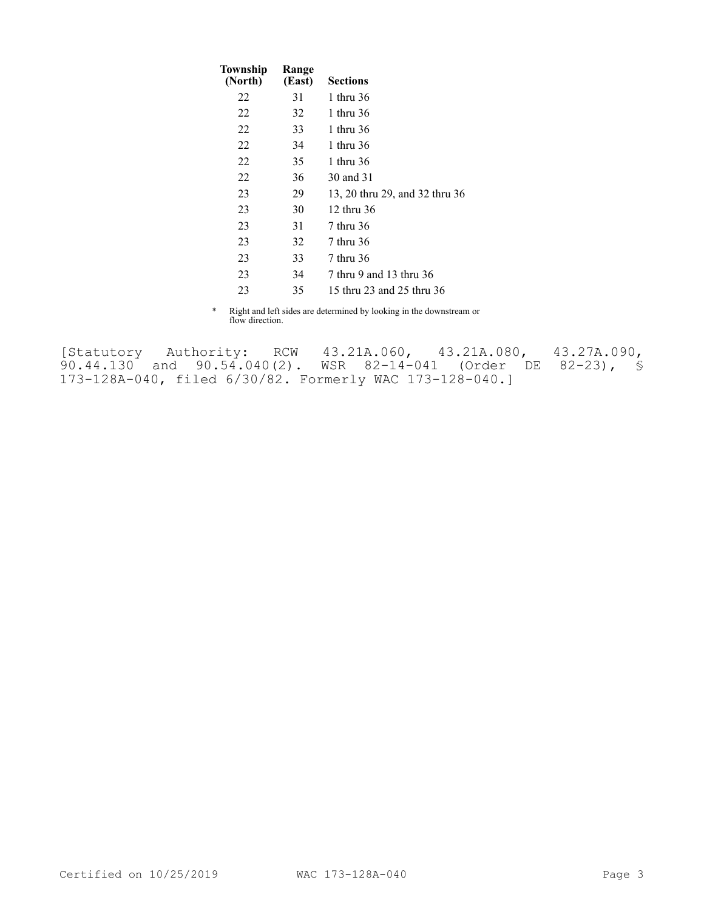| Township (North) | Range (East) | Sections |
|---|---|---|
| 22 | 31 | 1 thru 36 |
| 22 | 32 | 1 thru 36 |
| 22 | 33 | 1 thru 36 |
| 22 | 34 | 1 thru 36 |
| 22 | 35 | 1 thru 36 |
| 22 | 36 | 30 and 31 |
| 23 | 29 | 13, 20 thru 29, and 32 thru 36 |
| 23 | 30 | 12 thru 36 |
| 23 | 31 | 7 thru 36 |
| 23 | 32 | 7 thru 36 |
| 23 | 33 | 7 thru 36 |
| 23 | 34 | 7 thru 9 and 13 thru 36 |
| 23 | 35 | 15 thru 23 and 25 thru 36 |

\* Right and left sides are determined by looking in the downstream or flow direction.

[Statutory Authority: RCW 43.21A.060, 43.21A.080, 43.27A.090, 90.44.130 and 90.54.040(2). WSR 82-14-041 (Order DE 82-23), § 173-128A-040, filed 6/30/82. Formerly WAC 173-128-040.]